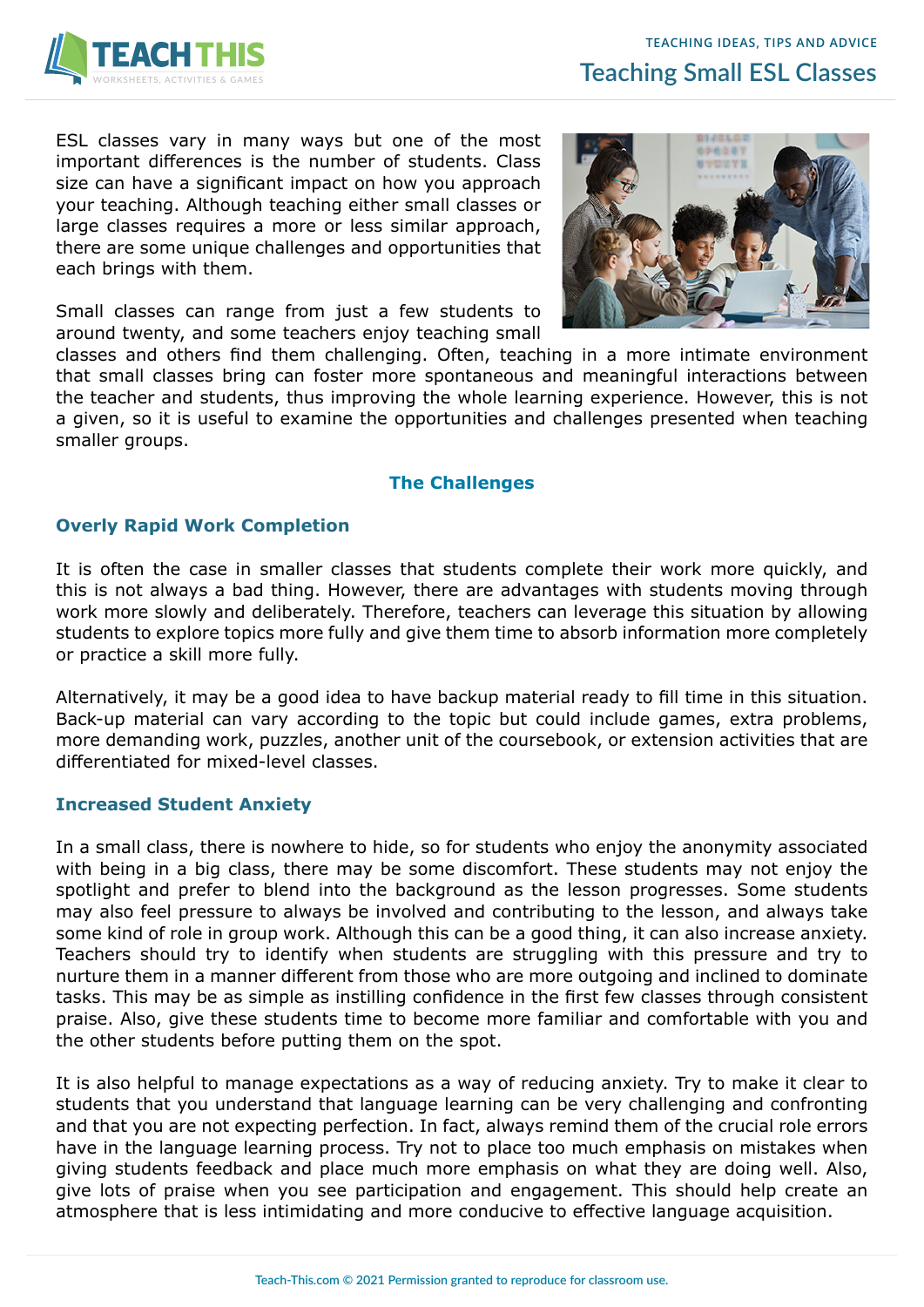# Teaching Small ESL Classes

ESL classes vary in many ways but one of the most important differences is the number of students. Class size can have a significant impact on how you approach your teaching. Although teaching either small classes or large classes requires a more or less similar approach, there are some unique challenges and opportunities that each brings with them.

Small classes can range from just a few students to around twenty, and some teachers enjoy teaching small classes and others find them challenging. Often, teaching in a more intimate environment that small classes bring can foster more spontaneous and meaningful interactions between the teacher and students, thus improving the whole learning experience. However, this is not a given, so it is useful to examine the opportunities and challenges presented when teaching smaller groups.

## The Challenges

### Overly Rapid Work Completion

It is often the case in smaller classes that students complete their work more quickly, and this is not always a bad thing. However, there are advantages with students moving through work more slowly and deliberately. Therefore, teachers can leverage this situation by allowing students to explore topics more fully and give them time to absorb information more completely or practice a skill more fully.

Alternatively, it may be a good idea to have backup material ready to fill time in this situation. Back-up material can vary according to the topic but could include games, extra problems, more demanding work, puzzles, another unit of the coursebook, or extension activities that are differentiated for mixed-level classes.

### Increased Student Anxiety

In a small class, there is nowhere to hide, so for students who enjoy the anonymity associated with being in a big class, there may be some discomfort. These students may not enjoy the spotlight and prefer to blend into the background as the lesson progresses. Some students may also feel pressure to always be involved and contributing to the lesson, and always take some kind of role in group work. Although this can be a good thing, it can also increase anxiety. Teachers should try to identify when students are struggling with this pressure and try to nurture them in a manner different from those who are more outgoing and inclined to dominate tasks. This may be as simple as instilling confidence in the first few classes through consistent praise. Also, give these students time to become more familiar and comfortable with you and the other students before putting them on the spot.

It is also helpful to manage expectations as a way of reducing anxiety. Try to make it clear to students that you understand that language learning can be very challenging and confronting and that you are not expecting perfection. In fact, always remind them of the crucial role errors have in the language learning process. Try not to place too much emphasis on mistakes when giving students feedback and place much more emphasis on what they are doing well. Also, give lots of praise when you see participation and engagement. This should help create an atmosphere that is less intimidating and more conducive to effective language acquisition.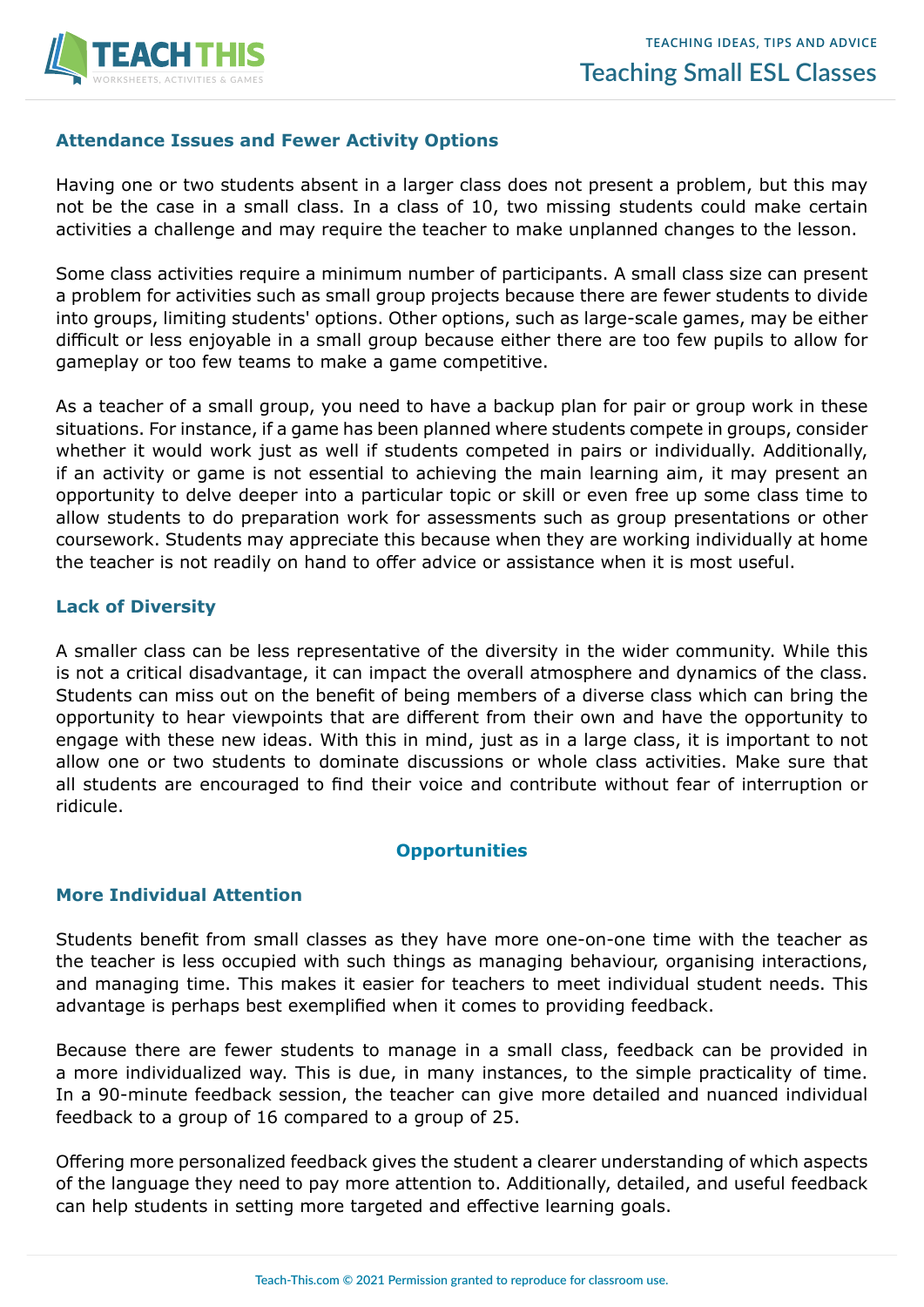### Attendance Issues and Fewer Activity Options

Having one or two students absent in a larger class does not present a problem, but this may not be the case in a small class. In a class of 10, two missing students could make certain activities a challenge and may require the teacher to make unplanned changes to the lesson.

Some class activities require a minimum number of participants. A small class size can present a problem for activities such as small group projects because there are fewer students to divide into groups, limiting students' options. Other options, such as large-scale games, may be either difficult or less enjoyable in a small group because either there are too few pupils to allow for gameplay or too few teams to make a game competitive.

As a teacher of a small group, you need to have a backup plan for pair or group work in these situations. For instance, if a game has been planned where students compete in groups, consider whether it would work just as well if students competed in pairs or individually. Additionally, if an activity or game is not essential to achieving the main learning aim, it may present an opportunity to delve deeper into a particular topic or skill or even free up some class time to allow students to do preparation work for assessments such as group presentations or other coursework. Students may appreciate this because when they are working individually at home the teacher is not readily on hand to offer advice or assistance when it is most useful.

### Lack of Diversity

A smaller class can be less representative of the diversity in the wider community. While this is not a critical disadvantage, it can impact the overall atmosphere and dynamics of the class. Students can miss out on the benefit of being members of a diverse class which can bring the opportunity to hear viewpoints that are different from their own and have the opportunity to engage with these new ideas. With this in mind, just as in a large class, it is important to not allow one or two students to dominate discussions or whole class activities. Make sure that all students are encouraged to find their voice and contribute without fear of interruption or ridicule.

## Opportunities

### More Individual Attention

Students benefit from small classes as they have more one-on-one time with the teacher as the teacher is less occupied with such things as managing behaviour, organising interactions, and managing time. This makes it easier for teachers to meet individual student needs. This advantage is perhaps best exemplified when it comes to providing feedback.

Because there are fewer students to manage in a small class, feedback can be provided in a more individualized way. This is due, in many instances, to the simple practicality of time. In a 90-minute feedback session, the teacher can give more detailed and nuanced individual feedback to a group of 16 compared to a group of 25.

Offering more personalized feedback gives the student a clearer understanding of which aspects of the language they need to pay more attention to. Additionally, detailed, and useful feedback can help students in setting more targeted and effective learning goals.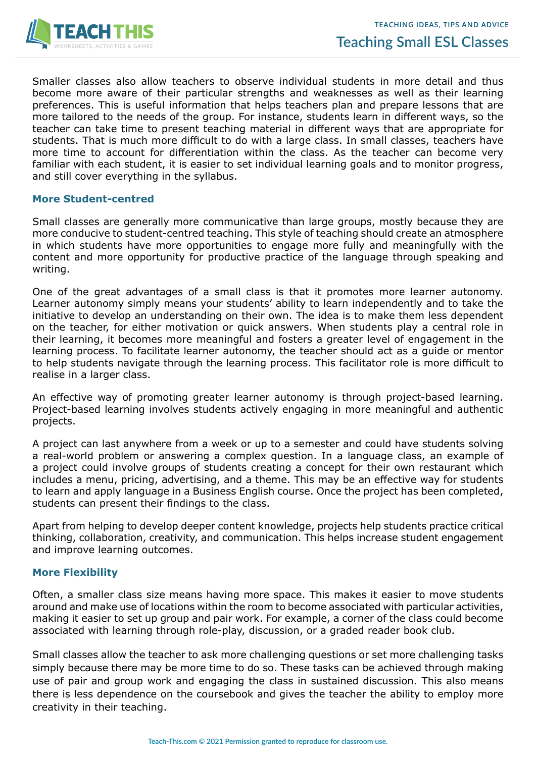Smaller classes also allow teachers to observe individual students in more detail and thus become more aware of their particular strengths and weaknesses as well as their learning preferences. This is useful information that helps teachers plan and prepare lessons that are more tailored to the needs of the group. For instance, students learn in different ways, so the teacher can take time to present teaching material in different ways that are appropriate for students. That is much more difficult to do with a large class. In small classes, teachers have more time to account for differentiation within the class. As the teacher can become very familiar with each student, it is easier to set individual learning goals and to monitor progress, and still cover everything in the syllabus.

### More Student-centred

Small classes are generally more communicative than large groups, mostly because they are more conducive to student-centred teaching. This style of teaching should create an atmosphere in which students have more opportunities to engage more fully and meaningfully with the content and more opportunity for productive practice of the language through speaking and writing.

One of the great advantages of a small class is that it promotes more learner autonomy. Learner autonomy simply means your students' ability to learn independently and to take the initiative to develop an understanding on their own. The idea is to make them less dependent on the teacher, for either motivation or quick answers. When students play a central role in their learning, it becomes more meaningful and fosters a greater level of engagement in the learning process. To facilitate learner autonomy, the teacher should act as a guide or mentor to help students navigate through the learning process. This facilitator role is more difficult to realise in a larger class.

An effective way of promoting greater learner autonomy is through project-based learning. Project-based learning involves students actively engaging in more meaningful and authentic projects.

A project can last anywhere from a week or up to a semester and could have students solving a real-world problem or answering a complex question. In a language class, an example of a project could involve groups of students creating a concept for their own restaurant which includes a menu, pricing, advertising, and a theme. This may be an effective way for students to learn and apply language in a Business English course. Once the project has been completed, students can present their findings to the class.

Apart from helping to develop deeper content knowledge, projects help students practice critical thinking, collaboration, creativity, and communication. This helps increase student engagement and improve learning outcomes.

### More Flexibility

Often, a smaller class size means having more space. This makes it easier to move students around and make use of locations within the room to become associated with particular activities, making it easier to set up group and pair work. For example, a corner of the class could become associated with learning through role-play, discussion, or a graded reader book club.

Small classes allow the teacher to ask more challenging questions or set more challenging tasks simply because there may be more time to do so. These tasks can be achieved through making use of pair and group work and engaging the class in sustained discussion. This also means there is less dependence on the coursebook and gives the teacher the ability to employ more creativity in their teaching.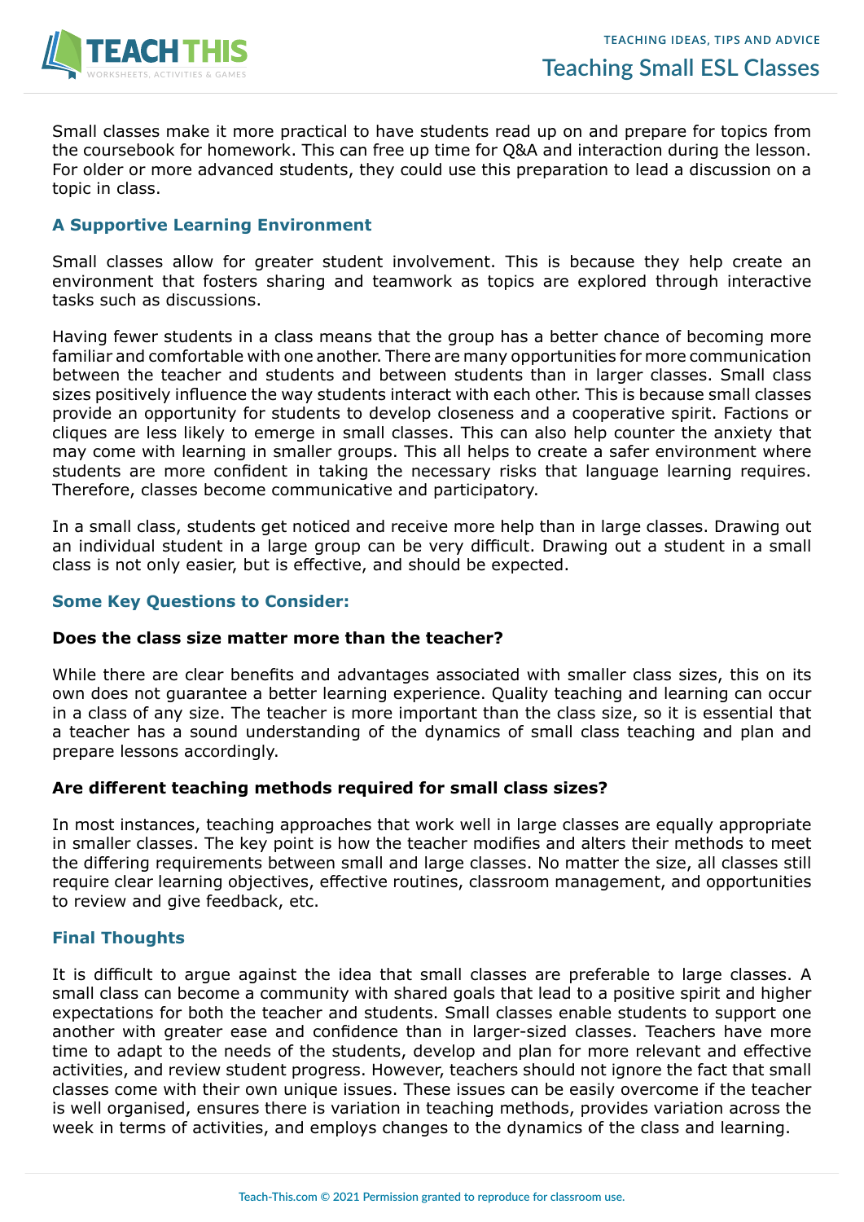Small classes make it more practical to have students read up on and prepare for topics from the coursebook for homework. This can free up time for Q&A and interaction during the lesson. For older or more advanced students, they could use this preparation to lead a discussion on a topic in class.

## A Supportive Learning Environment

Small classes allow for greater student involvement. This is because they help create an environment that fosters sharing and teamwork as topics are explored through interactive tasks such as discussions.

Having fewer students in a class means that the group has a better chance of becoming more familiar and comfortable with one another. There are many opportunities for more communication between the teacher and students and between students than in larger classes. Small class sizes positively influence the way students interact with each other. This is because small classes provide an opportunity for students to develop closeness and a cooperative spirit. Factions or cliques are less likely to emerge in small classes. This can also help counter the anxiety that may come with learning in smaller groups. This all helps to create a safer environment where students are more confident in taking the necessary risks that language learning requires. Therefore, classes become communicative and participatory.

In a small class, students get noticed and receive more help than in large classes. Drawing out an individual student in a large group can be very difficult. Drawing out a student in a small class is not only easier, but is effective, and should be expected.

## Some Key Questions to Consider:

**Does the class size matter more than the teacher?**

While there are clear benefits and advantages associated with smaller class sizes, this on its own does not guarantee a better learning experience. Quality teaching and learning can occur in a class of any size. The teacher is more important than the class size, so it is essential that a teacher has a sound understanding of the dynamics of small class teaching and plan and prepare lessons accordingly.

**Are different teaching methods required for small class sizes?**

In most instances, teaching approaches that work well in large classes are equally appropriate in smaller classes. The key point is how the teacher modifies and alters their methods to meet the differing requirements between small and large classes. No matter the size, all classes still require clear learning objectives, effective routines, classroom management, and opportunities to review and give feedback, etc.

## Final Thoughts

It is difficult to argue against the idea that small classes are preferable to large classes. A small class can become a community with shared goals that lead to a positive spirit and higher expectations for both the teacher and students. Small classes enable students to support one another with greater ease and confidence than in larger-sized classes. Teachers have more time to adapt to the needs of the students, develop and plan for more relevant and effective activities, and review student progress. However, teachers should not ignore the fact that small classes come with their own unique issues. These issues can be easily overcome if the teacher is well organised, ensures there is variation in teaching methods, provides variation across the week in terms of activities, and employs changes to the dynamics of the class and learning.